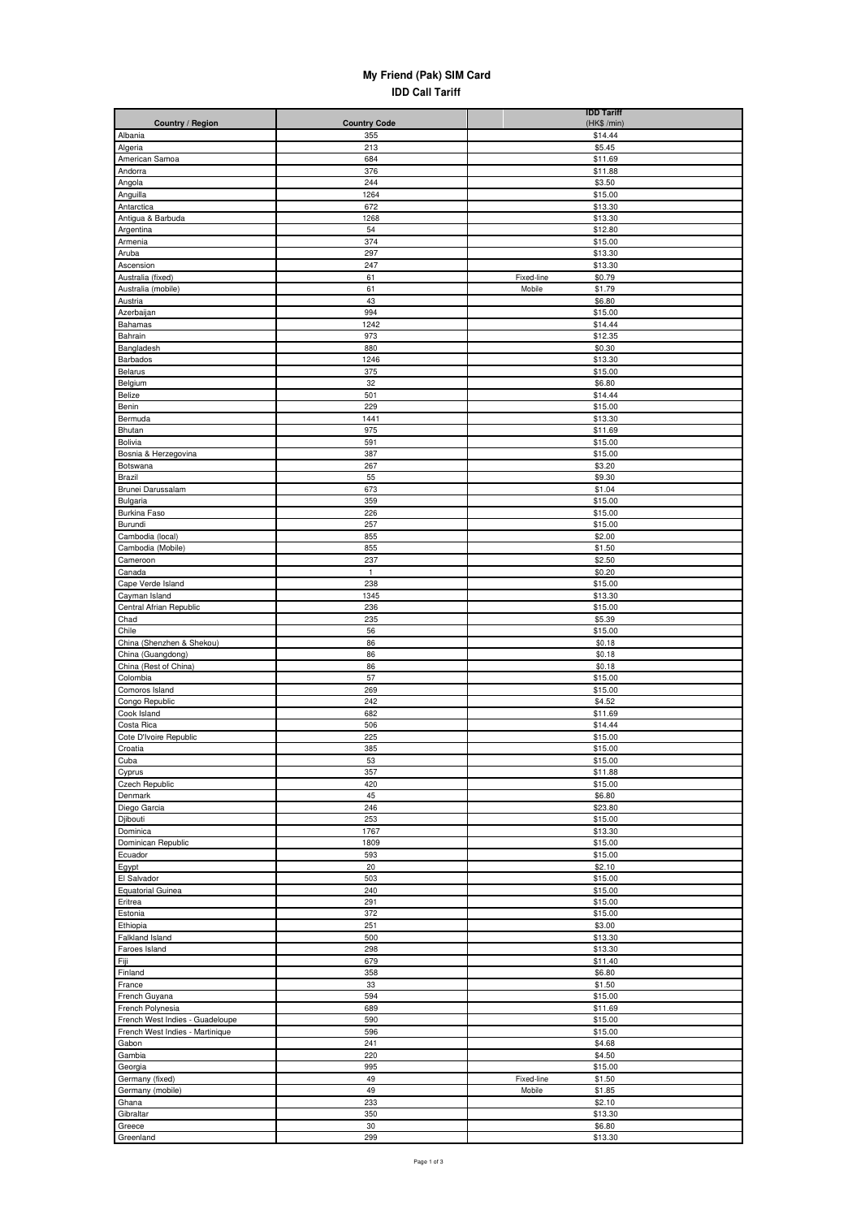# My Friend (Pak) SIM Card

## IDD Call Tariff

| Country / Region | Country Code | IDD Tariff (HK$ /min) |
|---|---|---|
| Albania | 355 | $14.44 |
| Algeria | 213 | $5.45 |
| American Samoa | 684 | $11.69 |
| Andorra | 376 | $11.88 |
| Angola | 244 | $3.50 |
| Anguilla | 1264 | $15.00 |
| Antarctica | 672 | $13.30 |
| Antigua & Barbuda | 1268 | $13.30 |
| Argentina | 54 | $12.80 |
| Armenia | 374 | $15.00 |
| Aruba | 297 | $13.30 |
| Ascension | 247 | $13.30 |
| Australia (fixed) | 61 | Fixed-line $0.79 |
| Australia (mobile) | 61 | Mobile $1.79 |
| Austria | 43 | $6.80 |
| Azerbaijan | 994 | $15.00 |
| Bahamas | 1242 | $14.44 |
| Bahrain | 973 | $12.35 |
| Bangladesh | 880 | $0.30 |
| Barbados | 1246 | $13.30 |
| Belarus | 375 | $15.00 |
| Belgium | 32 | $6.80 |
| Belize | 501 | $14.44 |
| Benin | 229 | $15.00 |
| Bermuda | 1441 | $13.30 |
| Bhutan | 975 | $11.69 |
| Bolivia | 591 | $15.00 |
| Bosnia & Herzegovina | 387 | $15.00 |
| Botswana | 267 | $3.20 |
| Brazil | 55 | $9.30 |
| Brunei Darussalam | 673 | $1.04 |
| Bulgaria | 359 | $15.00 |
| Burkina Faso | 226 | $15.00 |
| Burundi | 257 | $15.00 |
| Cambodia (local) | 855 | $2.00 |
| Cambodia (Mobile) | 855 | $1.50 |
| Cameroon | 237 | $2.50 |
| Canada | 1 | $0.20 |
| Cape Verde Island | 238 | $15.00 |
| Cayman Island | 1345 | $13.30 |
| Central Afrian Republic | 236 | $15.00 |
| Chad | 235 | $5.39 |
| Chile | 56 | $15.00 |
| China (Shenzhen & Shekou) | 86 | $0.18 |
| China (Guangdong) | 86 | $0.18 |
| China (Rest of China) | 86 | $0.18 |
| Colombia | 57 | $15.00 |
| Comoros Island | 269 | $15.00 |
| Congo Republic | 242 | $4.52 |
| Cook Island | 682 | $11.69 |
| Costa Rica | 506 | $14.44 |
| Cote D'Ivoire Republic | 225 | $15.00 |
| Croatia | 385 | $15.00 |
| Cuba | 53 | $15.00 |
| Cyprus | 357 | $11.88 |
| Czech Republic | 420 | $15.00 |
| Denmark | 45 | $6.80 |
| Diego Garcia | 246 | $23.80 |
| Djibouti | 253 | $15.00 |
| Dominica | 1767 | $13.30 |
| Dominican Republic | 1809 | $15.00 |
| Ecuador | 593 | $15.00 |
| Egypt | 20 | $2.10 |
| El Salvador | 503 | $15.00 |
| Equatorial Guinea | 240 | $15.00 |
| Eritrea | 291 | $15.00 |
| Estonia | 372 | $15.00 |
| Ethiopia | 251 | $3.00 |
| Falkland Island | 500 | $13.30 |
| Faroes Island | 298 | $13.30 |
| Fiji | 679 | $11.40 |
| Finland | 358 | $6.80 |
| France | 33 | $1.50 |
| French Guyana | 594 | $15.00 |
| French Polynesia | 689 | $11.69 |
| French West Indies - Guadeloupe | 590 | $15.00 |
| French West Indies - Martinique | 596 | $15.00 |
| Gabon | 241 | $4.68 |
| Gambia | 220 | $4.50 |
| Georgia | 995 | $15.00 |
| Germany (fixed) | 49 | Fixed-line $1.50 |
| Germany (mobile) | 49 | Mobile $1.85 |
| Ghana | 233 | $2.10 |
| Gibraltar | 350 | $13.30 |
| Greece | 30 | $6.80 |
| Greenland | 299 | $13.30 |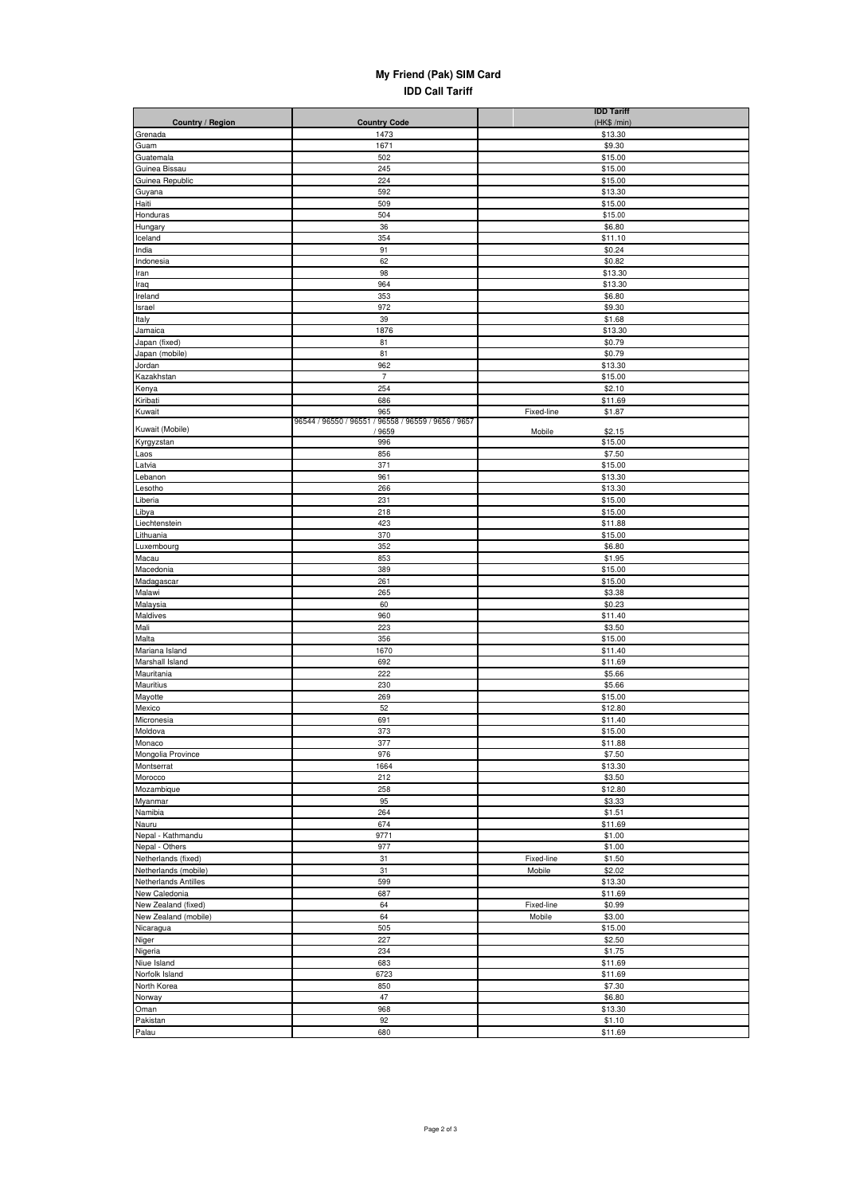## My Friend (Pak) SIM Card

### IDD Call Tariff

| Country / Region | Country Code | IDD Tariff (HK$ /min) |
|---|---|---|
| Grenada | 1473 | $13.30 |
| Guam | 1671 | $9.30 |
| Guatemala | 502 | $15.00 |
| Guinea Bissau | 245 | $15.00 |
| Guinea Republic | 224 | $15.00 |
| Guyana | 592 | $13.30 |
| Haiti | 509 | $15.00 |
| Honduras | 504 | $15.00 |
| Hungary | 36 | $6.80 |
| Iceland | 354 | $11.10 |
| India | 91 | $0.24 |
| Indonesia | 62 | $0.82 |
| Iran | 98 | $13.30 |
| Iraq | 964 | $13.30 |
| Ireland | 353 | $6.80 |
| Israel | 972 | $9.30 |
| Italy | 39 | $1.68 |
| Jamaica | 1876 | $13.30 |
| Japan (fixed) | 81 | $0.79 |
| Japan (mobile) | 81 | $0.79 |
| Jordan | 962 | $13.30 |
| Kazakhstan | 7 | $15.00 |
| Kenya | 254 | $2.10 |
| Kiribati | 686 | $11.69 |
| Kuwait | 965 | Fixed-line $1.87 |
| Kuwait (Mobile) | 96544 / 96550 / 96551 / 96558 / 96559 / 9656 / 9657 / 9659 | Mobile $2.15 |
| Kyrgyzstan | 996 | $15.00 |
| Laos | 856 | $7.50 |
| Latvia | 371 | $15.00 |
| Lebanon | 961 | $13.30 |
| Lesotho | 266 | $13.30 |
| Liberia | 231 | $15.00 |
| Libya | 218 | $15.00 |
| Liechtenstein | 423 | $11.88 |
| Lithuania | 370 | $15.00 |
| Luxembourg | 352 | $6.80 |
| Macau | 853 | $1.95 |
| Macedonia | 389 | $15.00 |
| Madagascar | 261 | $15.00 |
| Malawi | 265 | $3.38 |
| Malaysia | 60 | $0.23 |
| Maldives | 960 | $11.40 |
| Mali | 223 | $3.50 |
| Malta | 356 | $15.00 |
| Mariana Island | 1670 | $11.40 |
| Marshall Island | 692 | $11.69 |
| Mauritania | 222 | $5.66 |
| Mauritius | 230 | $5.66 |
| Mayotte | 269 | $15.00 |
| Mexico | 52 | $12.80 |
| Micronesia | 691 | $11.40 |
| Moldova | 373 | $15.00 |
| Monaco | 377 | $11.88 |
| Mongolia Province | 976 | $7.50 |
| Montserrat | 1664 | $13.30 |
| Morocco | 212 | $3.50 |
| Mozambique | 258 | $12.80 |
| Myanmar | 95 | $3.33 |
| Namibia | 264 | $1.51 |
| Nauru | 674 | $11.69 |
| Nepal - Kathmandu | 9771 | $1.00 |
| Nepal - Others | 977 | $1.00 |
| Netherlands (fixed) | 31 | Fixed-line $1.50 |
| Netherlands (mobile) | 31 | Mobile $2.02 |
| Netherlands Antilles | 599 | $13.30 |
| New Caledonia | 687 | $11.69 |
| New Zealand (fixed) | 64 | Fixed-line $0.99 |
| New Zealand (mobile) | 64 | Mobile $3.00 |
| Nicaragua | 505 | $15.00 |
| Niger | 227 | $2.50 |
| Nigeria | 234 | $1.75 |
| Niue Island | 683 | $11.69 |
| Norfolk Island | 6723 | $11.69 |
| North Korea | 850 | $7.30 |
| Norway | 47 | $6.80 |
| Oman | 968 | $13.30 |
| Pakistan | 92 | $1.10 |
| Palau | 680 | $11.69 |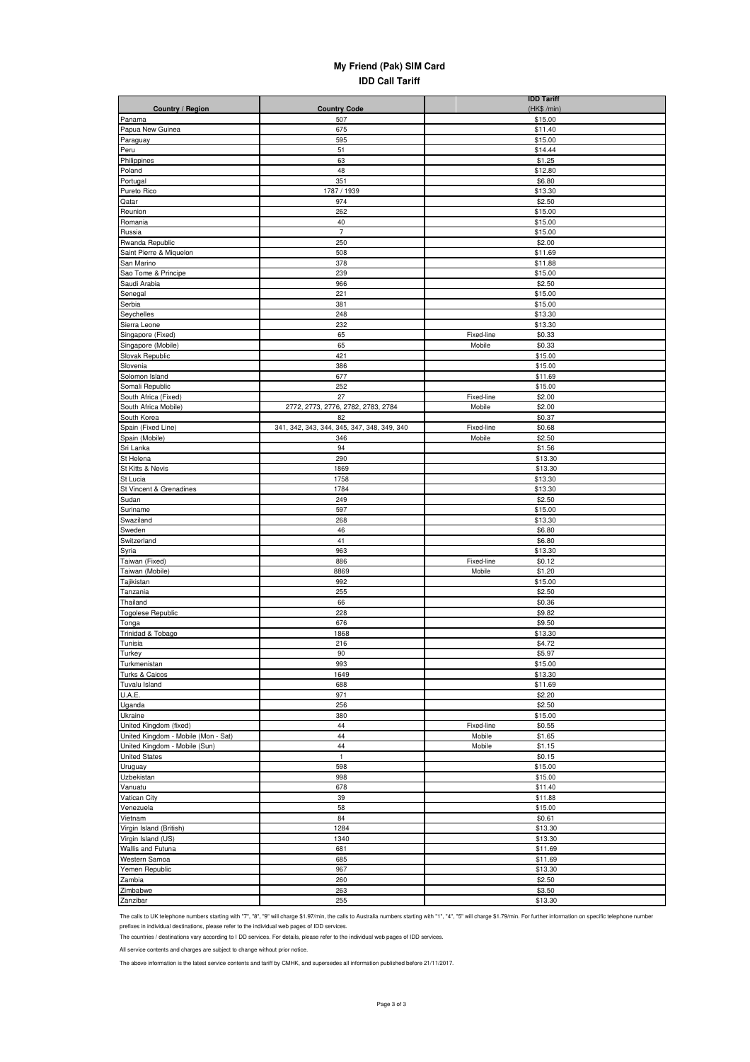# My Friend (Pak) SIM Card

## IDD Call Tariff

| Country / Region | Country Code | IDD Tariff (HK$ /min) | |
|---|---|---|---|
| Panama | 507 | | $15.00 |
| Papua New Guinea | 675 | | $11.40 |
| Paraguay | 595 | | $15.00 |
| Peru | 51 | | $14.44 |
| Philippines | 63 | | $1.25 |
| Poland | 48 | | $12.80 |
| Portugal | 351 | | $6.80 |
| Pureto Rico | 1787 / 1939 | | $13.30 |
| Qatar | 974 | | $2.50 |
| Reunion | 262 | | $15.00 |
| Romania | 40 | | $15.00 |
| Russia | 7 | | $15.00 |
| Rwanda Republic | 250 | | $2.00 |
| Saint Pierre & Miquelon | 508 | | $11.69 |
| San Marino | 378 | | $11.88 |
| Sao Tome & Principe | 239 | | $15.00 |
| Saudi Arabia | 966 | | $2.50 |
| Senegal | 221 | | $15.00 |
| Serbia | 381 | | $15.00 |
| Seychelles | 248 | | $13.30 |
| Sierra Leone | 232 | | $13.30 |
| Singapore (Fixed) | 65 | Fixed-line | $0.33 |
| Singapore (Mobile) | 65 | Mobile | $0.33 |
| Slovak Republic | 421 | | $15.00 |
| Slovenia | 386 | | $15.00 |
| Solomon Island | 677 | | $11.69 |
| Somali Republic | 252 | | $15.00 |
| South Africa (Fixed) | 27 | Fixed-line | $2.00 |
| South Africa Mobile) | 2772, 2773, 2776, 2782, 2783, 2784 | Mobile | $2.00 |
| South Korea | 82 | | $0.37 |
| Spain (Fixed Line) | 341, 342, 343, 344, 345, 347, 348, 349, 340 | Fixed-line | $0.68 |
| Spain (Mobile) | 346 | Mobile | $2.50 |
| Sri Lanka | 94 | | $1.56 |
| St Helena | 290 | | $13.30 |
| St Kitts & Nevis | 1869 | | $13.30 |
| St Lucia | 1758 | | $13.30 |
| St Vincent & Grenadines | 1784 | | $13.30 |
| Sudan | 249 | | $2.50 |
| Suriname | 597 | | $15.00 |
| Swaziland | 268 | | $13.30 |
| Sweden | 46 | | $6.80 |
| Switzerland | 41 | | $6.80 |
| Syria | 963 | | $13.30 |
| Taiwan (Fixed) | 886 | Fixed-line | $0.12 |
| Taiwan (Mobile) | 8869 | Mobile | $1.20 |
| Tajikistan | 992 | | $15.00 |
| Tanzania | 255 | | $2.50 |
| Thailand | 66 | | $0.36 |
| Togolese Republic | 228 | | $9.82 |
| Tonga | 676 | | $9.50 |
| Trinidad & Tobago | 1868 | | $13.30 |
| Tunisia | 216 | | $4.72 |
| Turkey | 90 | | $5.97 |
| Turkmenistan | 993 | | $15.00 |
| Turks & Caicos | 1649 | | $13.30 |
| Tuvalu Island | 688 | | $11.69 |
| U.A.E. | 971 | | $2.20 |
| Uganda | 256 | | $2.50 |
| Ukraine | 380 | | $15.00 |
| United Kingdom (fixed) | 44 | Fixed-line | $0.55 |
| United Kingdom - Mobile (Mon - Sat) | 44 | Mobile | $1.65 |
| United Kingdom - Mobile (Sun) | 44 | Mobile | $1.15 |
| United States | 1 | | $0.15 |
| Uruguay | 598 | | $15.00 |
| Uzbekistan | 998 | | $15.00 |
| Vanuatu | 678 | | $11.40 |
| Vatican City | 39 | | $11.88 |
| Venezuela | 58 | | $15.00 |
| Vietnam | 84 | | $0.61 |
| Virgin Island (British) | 1284 | | $13.30 |
| Virgin Island (US) | 1340 | | $13.30 |
| Wallis and Futuna | 681 | | $11.69 |
| Western Samoa | 685 | | $11.69 |
| Yemen Republic | 967 | | $13.30 |
| Zambia | 260 | | $2.50 |
| Zimbabwe | 263 | | $3.50 |
| Zanzibar | 255 | | $13.30 |

The calls to UK telephone numbers starting with "7", "8", "9" will charge $1.97/min, the calls to Australia numbers starting with "1", "4", "5" will charge $1.79/min. For further information on specific telephone number prefixes in individual destinations, please refer to the individual web pages of IDD services.

The countries / destinations vary according to I DD services. For details, please refer to the individual web pages of IDD services.

All service contents and charges are subject to change without prior notice.

The above information is the latest service contents and tariff by CMHK, and supersedes all information published before 21/11/2017.